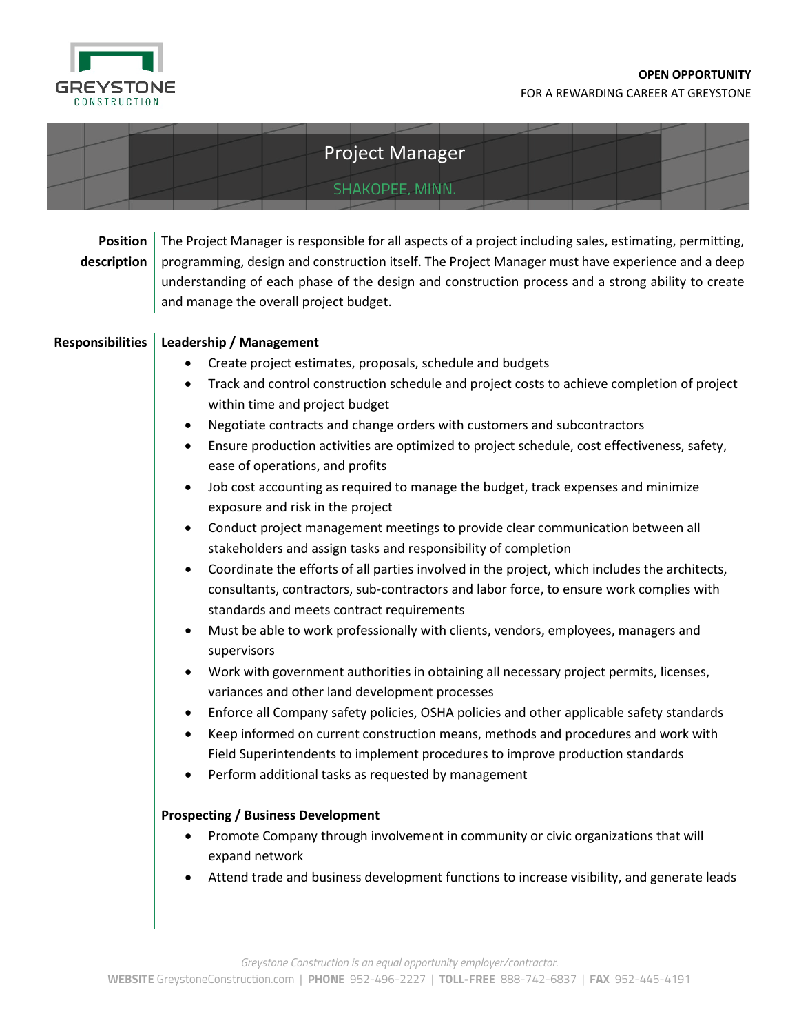GREYSTONE CONSTRUCTION

**OPEN OPPORTUNITY**
FOR A REWARDING CAREER AT GREYSTONE

# Project Manager

SHAKOPEE, MINN.

**Position description**

The Project Manager is responsible for all aspects of a project including sales, estimating, permitting, programming, design and construction itself. The Project Manager must have experience and a deep understanding of each phase of the design and construction process and a strong ability to create and manage the overall project budget.

**Responsibilities**

**Leadership / Management**

- Create project estimates, proposals, schedule and budgets
- Track and control construction schedule and project costs to achieve completion of project within time and project budget
- Negotiate contracts and change orders with customers and subcontractors
- Ensure production activities are optimized to project schedule, cost effectiveness, safety, ease of operations, and profits
- Job cost accounting as required to manage the budget, track expenses and minimize exposure and risk in the project
- Conduct project management meetings to provide clear communication between all stakeholders and assign tasks and responsibility of completion
- Coordinate the efforts of all parties involved in the project, which includes the architects, consultants, contractors, sub-contractors and labor force, to ensure work complies with standards and meets contract requirements
- Must be able to work professionally with clients, vendors, employees, managers and supervisors
- Work with government authorities in obtaining all necessary project permits, licenses, variances and other land development processes
- Enforce all Company safety policies, OSHA policies and other applicable safety standards
- Keep informed on current construction means, methods and procedures and work with Field Superintendents to implement procedures to improve production standards
- Perform additional tasks as requested by management

**Prospecting / Business Development**

- Promote Company through involvement in community or civic organizations that will expand network
- Attend trade and business development functions to increase visibility, and generate leads

*Greystone Construction is an equal opportunity employer/contractor.*

**WEBSITE** GreystoneConstruction.com | **PHONE** 952-496-2227 | **TOLL-FREE** 888-742-6837 | **FAX** 952-445-4191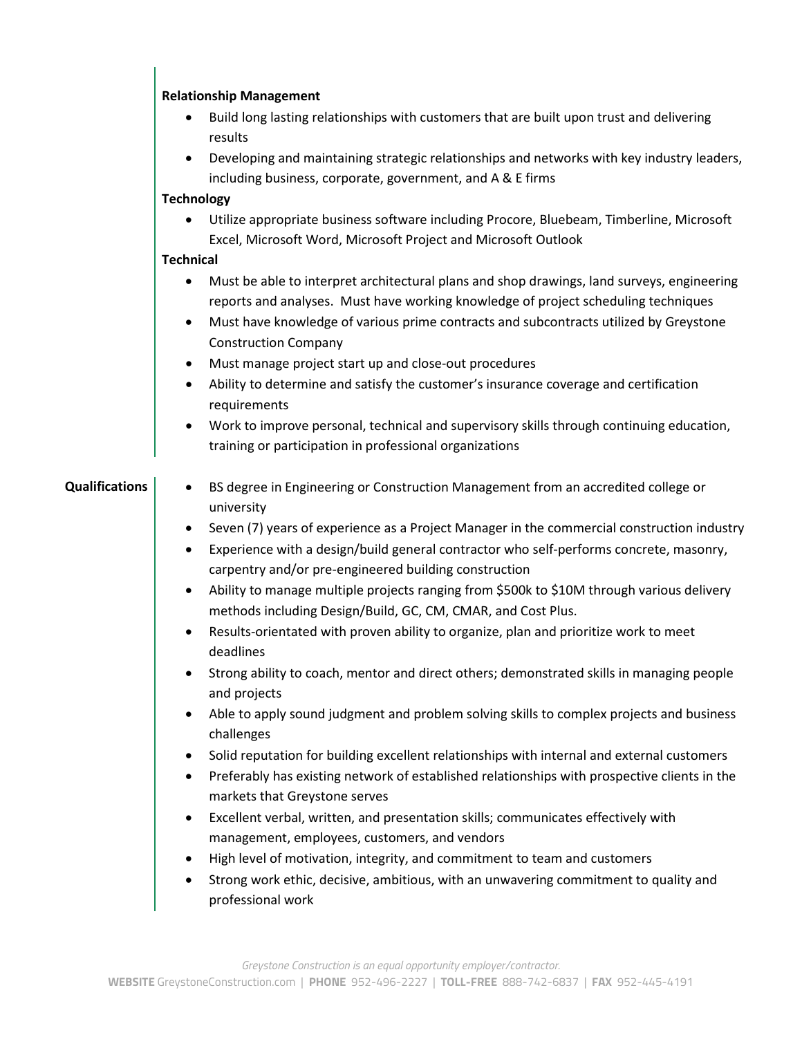**Relationship Management**

- Build long lasting relationships with customers that are built upon trust and delivering results
- Developing and maintaining strategic relationships and networks with key industry leaders, including business, corporate, government, and A & E firms

**Technology**

- Utilize appropriate business software including Procore, Bluebeam, Timberline, Microsoft Excel, Microsoft Word, Microsoft Project and Microsoft Outlook

**Technical**

- Must be able to interpret architectural plans and shop drawings, land surveys, engineering reports and analyses. Must have working knowledge of project scheduling techniques
- Must have knowledge of various prime contracts and subcontracts utilized by Greystone Construction Company
- Must manage project start up and close-out procedures
- Ability to determine and satisfy the customer's insurance coverage and certification requirements
- Work to improve personal, technical and supervisory skills through continuing education, training or participation in professional organizations

**Qualifications**

- BS degree in Engineering or Construction Management from an accredited college or university
- Seven (7) years of experience as a Project Manager in the commercial construction industry
- Experience with a design/build general contractor who self-performs concrete, masonry, carpentry and/or pre-engineered building construction
- Ability to manage multiple projects ranging from $500k to $10M through various delivery methods including Design/Build, GC, CM, CMAR, and Cost Plus.
- Results-orientated with proven ability to organize, plan and prioritize work to meet deadlines
- Strong ability to coach, mentor and direct others; demonstrated skills in managing people and projects
- Able to apply sound judgment and problem solving skills to complex projects and business challenges
- Solid reputation for building excellent relationships with internal and external customers
- Preferably has existing network of established relationships with prospective clients in the markets that Greystone serves
- Excellent verbal, written, and presentation skills; communicates effectively with management, employees, customers, and vendors
- High level of motivation, integrity, and commitment to team and customers
- Strong work ethic, decisive, ambitious, with an unwavering commitment to quality and professional work

*Greystone Construction is an equal opportunity employer/contractor.*

**WEBSITE** GreystoneConstruction.com | **PHONE** 952-496-2227 | **TOLL-FREE** 888-742-6837 | **FAX** 952-445-4191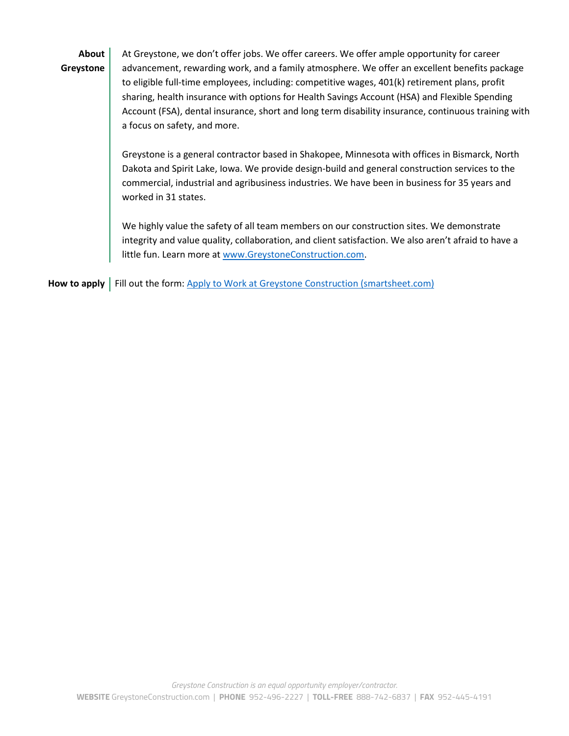**About Greystone**

At Greystone, we don't offer jobs. We offer careers. We offer ample opportunity for career advancement, rewarding work, and a family atmosphere. We offer an excellent benefits package to eligible full-time employees, including: competitive wages, 401(k) retirement plans, profit sharing, health insurance with options for Health Savings Account (HSA) and Flexible Spending Account (FSA), dental insurance, short and long term disability insurance, continuous training with a focus on safety, and more.

Greystone is a general contractor based in Shakopee, Minnesota with offices in Bismarck, North Dakota and Spirit Lake, Iowa. We provide design-build and general construction services to the commercial, industrial and agribusiness industries. We have been in business for 35 years and worked in 31 states.

We highly value the safety of all team members on our construction sites. We demonstrate integrity and value quality, collaboration, and client satisfaction. We also aren't afraid to have a little fun. Learn more at www.GreystoneConstruction.com.

**How to apply**

Fill out the form: Apply to Work at Greystone Construction (smartsheet.com)

*Greystone Construction is an equal opportunity employer/contractor.*

**WEBSITE** GreystoneConstruction.com | **PHONE** 952-496-2227 | **TOLL-FREE** 888-742-6837 | **FAX** 952-445-4191